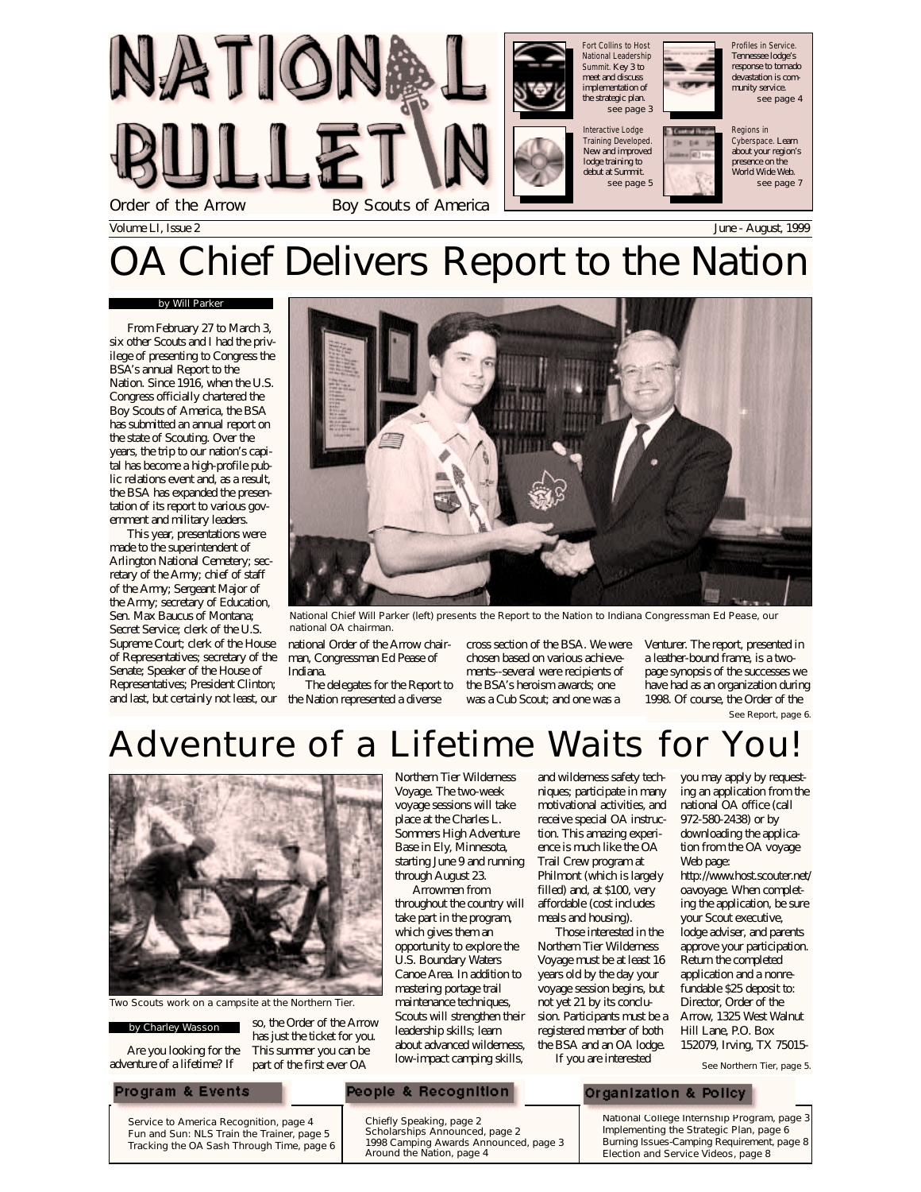# NATIONAL BULLETIN

Order of the Arrow — Boy Scouts of America

Fort Collins to Host National Leadership Summit. Key 3 to meet and discuss implementation of the strategic plan. see page 3

Profiles in Service. Tennessee lodge's response to tornado devastation is community service. see page 4

Interactive Lodge Training Developed. New and improved lodge training to debut at Summit. see page 5

Regions in Cyberspace. Learn about your region's presence on the World Wide Web. see page 7

Volume LI, Issue 2 — June - August, 1999

# OA Chief Delivers Report to the Nation

by Will Parker

From February 27 to March 3, six other Scouts and I had the privilege of presenting to Congress the BSA's annual Report to the Nation. Since 1916, when the U.S. Congress officially chartered the Boy Scouts of America, the BSA has submitted an annual report on the state of Scouting. Over the years, the trip to our nation's capital has become a high-profile public relations event and, as a result, the BSA has expanded the presentation of its report to various government and military leaders.

This year, presentations were made to the superintendent of Arlington National Cemetery; secretary of the Army; chief of staff of the Army; Sergeant Major of the Army; secretary of Education, Sen. Max Baucus of Montana; Secret Service; clerk of the U.S. Supreme Court; clerk of the House of Representatives; secretary of the Senate; Speaker of the House of Representatives; President Clinton; and last, but certainly not least, our national Order of the Arrow chairman, Congressman Ed Pease of Indiana.

National Chief Will Parker (left) presents the Report to the Nation to Indiana Congressman Ed Pease, our national OA chairman.

The delegates for the Report to the Nation represented a diverse cross section of the BSA. We were chosen based on various achievements--several were recipients of the BSA's heroism awards; one was a Cub Scout; and one was a Venturer. The report, presented in a leather-bound frame, is a two-page synopsis of the successes we have had as an organization during 1998. Of course, the Order of the

See Report, page 6.

# Adventure of a Lifetime Waits for You!

Two Scouts work on a campsite at the Northern Tier.

by Charley Wasson

Are you looking for the adventure of a lifetime? If so, the Order of the Arrow has just the ticket for you. This summer you can be part of the first ever OA Northern Tier Wilderness Voyage. The two-week voyage sessions will take place at the Charles L. Sommers High Adventure Base in Ely, Minnesota, starting June 9 and running through August 23.

Arrowmen from throughout the country will take part in the program, which gives them an opportunity to explore the U.S. Boundary Waters Canoe Area. In addition to mastering portage trail maintenance techniques, Scouts will strengthen their leadership skills; learn about advanced wilderness, low-impact camping skills, and wilderness safety techniques; participate in many motivational activities, and receive special OA instruction. This amazing experience is much like the OA Trail Crew program at Philmont (which is largely filled) and, at $100, very affordable (cost includes meals and housing).

Those interested in the Northern Tier Wilderness Voyage must be at least 16 years old by the day your voyage session begins, but not yet 21 by its conclusion. Participants must be a registered member of both the BSA and an OA lodge.

If you are interested you may apply by requesting an application from the national OA office (call 972-580-2438) or by downloading the application from the OA voyage Web page: http://www.host.scouter.net/oavoyage. When completing the application, be sure your Scout executive, lodge adviser, and parents approve your participation. Return the completed application and a nonrefundable $25 deposit to: Director, Order of the Arrow, 1325 West Walnut Hill Lane, P.O. Box 152079, Irving, TX 75015-

See Northern Tier, page 5.

**Program & Events**
- Service to America Recognition, page 4
- Fun and Sun: NLS Train the Trainer, page 5
- Tracking the OA Sash Through Time, page 6

**People & Recognition**
- Chiefly Speaking, page 2
- Scholarships Announced, page 2
- 1998 Camping Awards Announced, page 3
- Around the Nation, page 4

**Organization & Policy**
- National College Internship Program, page 3
- Implementing the Strategic Plan, page 6
- Burning Issues-Camping Requirement, page 8
- Election and Service Videos, page 8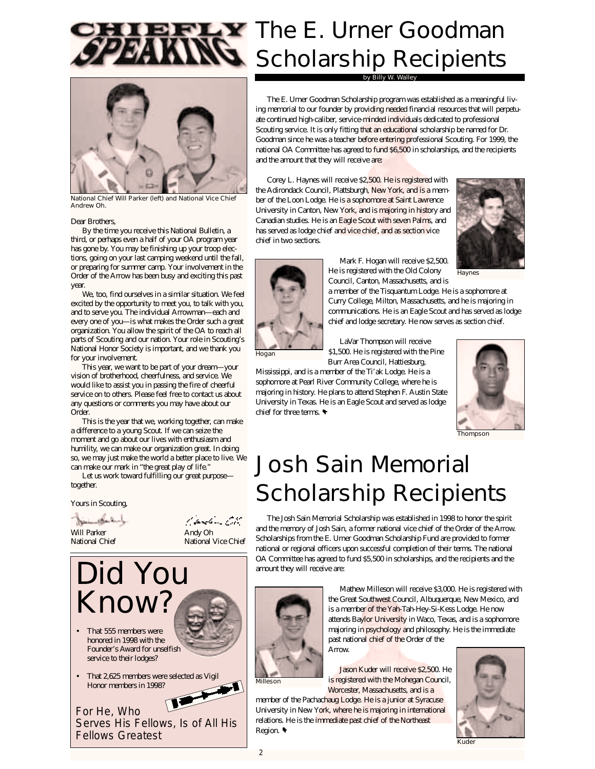# Chiefly Speaking

National Chief Will Parker (left) and National Vice Chief Andrew Oh.

Dear Brothers,

By the time you receive this National Bulletin, a third, or perhaps even a half of your OA program year has gone by. You may be finishing up your troop elections, going on your last camping weekend until the fall, or preparing for summer camp. Your involvement in the Order of the Arrow has been busy and exciting this past year.

We, too, find ourselves in a similar situation. We feel excited by the opportunity to meet you, to talk with you, and to serve you. The individual Arrowman—each and every one of you—is what makes the Order such a great organization. You allow the spirit of the OA to reach all parts of Scouting and our nation. Your role in Scouting's National Honor Society is important, and we thank you for your involvement.

This year, we want to be part of your dream—your vision of brotherhood, cheerfulness, and service. We would like to assist you in passing the fire of cheerful service on to others. Please feel free to contact us about any questions or comments you may have about our Order.

This is the year that we, working together, can make a difference to a young Scout. If we can seize the moment and go about our lives with enthusiasm and humility, we can make our organization great. In doing so, we may just make the world a better place to live. We can make our mark in "the great play of life."

Let us work toward fulfilling our great purpose—together.

Yours in Scouting,

Will Parker
National Chief

Andy Oh
National Vice Chief

## Did You Know?

- That 555 members were honored in 1998 with the Founder's Award for unselfish service to their lodges?
- That 2,625 members were selected as Vigil Honor members in 1998?

*For He, Who Serves His Fellows, Is of All His Fellows Greatest*

# The E. Urner Goodman Scholarship Recipients

by Billy W. Walley

The E. Urner Goodman Scholarship program was established as a meaningful living memorial to our founder by providing needed financial resources that will perpetuate continued high-caliber, service-minded individuals dedicated to professional Scouting service. It is only fitting that an educational scholarship be named for Dr. Goodman since he was a teacher before entering professional Scouting. For 1999, the national OA Committee has agreed to fund $6,500 in scholarships, and the recipients and the amount that they will receive are:

Corey L. Haynes will receive $2,500. He is registered with the Adirondack Council, Plattsburgh, New York, and is a member of the Loon Lodge. He is a sophomore at Saint Lawrence University in Canton, New York, and is majoring in history and Canadian studies. He is an Eagle Scout with seven Palms, and has served as lodge chief and vice chief, and as section vice chief in two sections.

Haynes

Mark F. Hogan will receive $2,500. He is registered with the Old Colony Council, Canton, Massachusetts, and is a member of the Tisquantum Lodge. He is a sophomore at Curry College, Milton, Massachusetts, and he is majoring in communications. He is an Eagle Scout and has served as lodge chief and lodge secretary. He now serves as section chief.

Hogan

LaVar Thompson will receive $1,500. He is registered with the Pine Burr Area Council, Hattiesburg, Mississippi, and is a member of the Ti'ak Lodge. He is a sophomore at Pearl River Community College, where he is majoring in history. He plans to attend Stephen F. Austin State University in Texas. He is an Eagle Scout and served as lodge chief for three terms.

Thompson

# Josh Sain Memorial Scholarship Recipients

The Josh Sain Memorial Scholarship was established in 1998 to honor the spirit and the memory of Josh Sain, a former national vice chief of the Order of the Arrow. Scholarships from the E. Urner Goodman Scholarship Fund are provided to former national or regional officers upon successful completion of their terms. The national OA Committee has agreed to fund $5,500 in scholarships, and the recipients and the amount they will receive are:

Mathew Milleson will receive $3,000. He is registered with the Great Southwest Council, Albuquerque, New Mexico, and is a member of the Yah-Tah-Hey-Si-Kess Lodge. He now attends Baylor University in Waco, Texas, and is a sophomore majoring in psychology and philosophy. He is the immediate past national chief of the Order of the Arrow.

Milleson

Jason Kuder will receive $2,500. He is registered with the Mohegan Council, Worcester, Massachusetts, and is a member of the Pachachaug Lodge. He is a junior at Syracuse University in New York, where he is majoring in international relations. He is the immediate past chief of the Northeast Region.

Kuder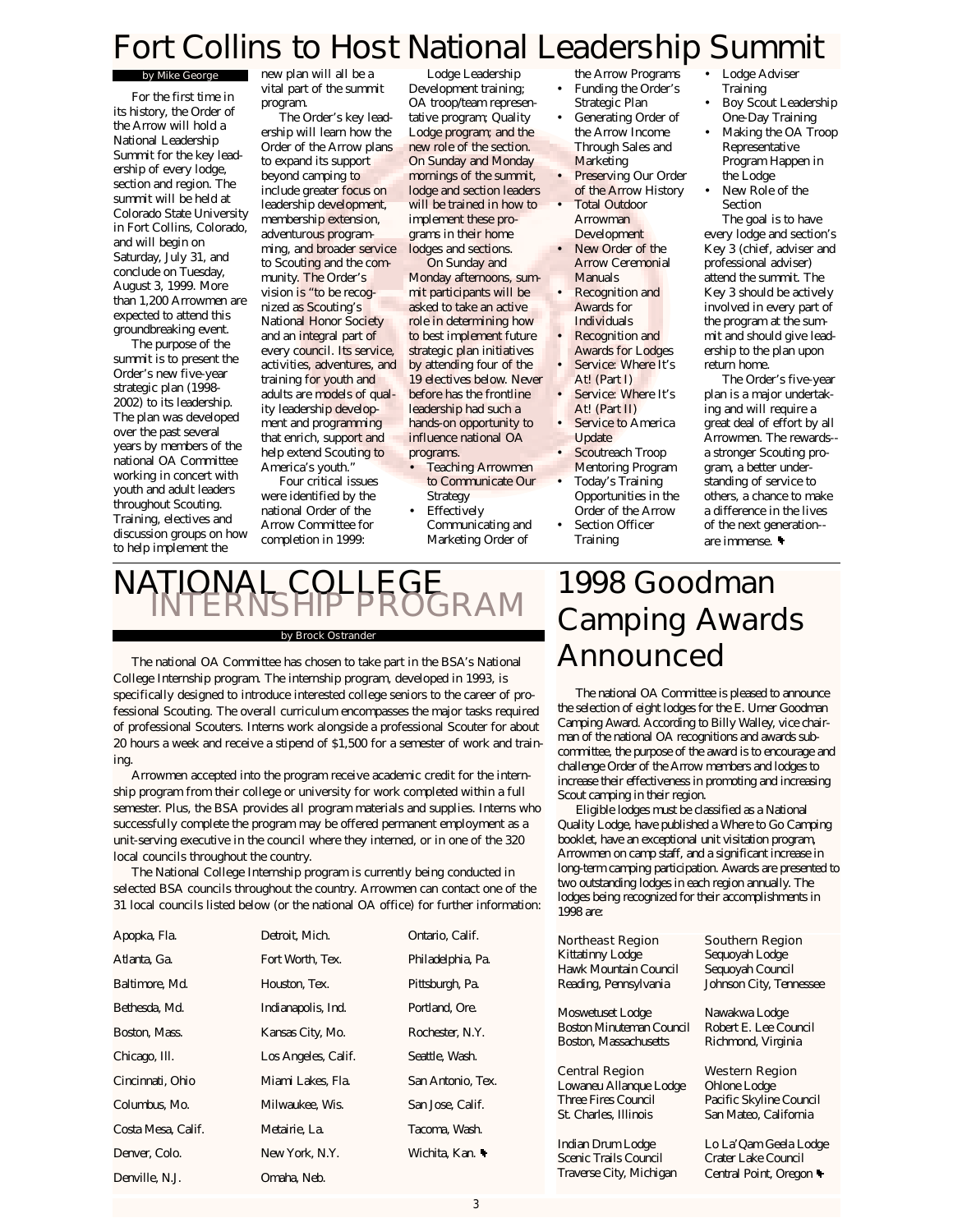# Fort Collins to Host National Leadership Summit

by Mike George

For the first time in its history, the Order of the Arrow will hold a National Leadership Summit for the key leadership of every lodge, section and region. The summit will be held at Colorado State University in Fort Collins, Colorado, and will begin on Saturday, July 31, and conclude on Tuesday, August 3, 1999. More than 1,200 Arrowmen are expected to attend this groundbreaking event.

The purpose of the summit is to present the Order's new five-year strategic plan (1998-2002) to its leadership. The plan was developed over the past several years by members of the national OA Committee working in concert with youth and adult leaders throughout Scouting. Training, electives and discussion groups on how to help implement the new plan will all be a vital part of the summit program.

The Order's key leadership will learn how the Order of the Arrow plans to expand its support beyond camping to include greater focus on leadership development, membership extension, adventurous programming, and broader service to Scouting and the community. The Order's vision is "to be recognized as Scouting's National Honor Society and an integral part of every council. Its service, activities, adventures, and training for youth and adults are models of quality leadership development and programming that enrich, support and help extend Scouting to America's youth."

Four critical issues were identified by the national Order of the Arrow Committee for completion in 1999: Lodge Leadership Development training; OA troop/team representative program; Quality Lodge program; and the new role of the section. On Sunday and Monday mornings of the summit, lodge and section leaders will be trained in how to implement these programs in their home lodges and sections.

On Sunday and Monday afternoons, summit participants will be asked to take an active role in determining how to best implement future strategic plan initiatives by attending four of the 19 electives below. Never before has the frontline leadership had such a hands-on opportunity to influence national OA programs.

- Teaching Arrowmen to Communicate Our Strategy
- Effectively Communicating and Marketing Order of the Arrow Programs
- Funding the Order's Strategic Plan
- Generating Order of the Arrow Income Through Sales and Marketing
- Preserving Our Order of the Arrow History
- Total Outdoor Arrowman Development
- New Order of the Arrow Ceremonial Manuals
- Recognition and Awards for Individuals
- Recognition and Awards for Lodges
- Service: Where It's At! (Part I)
- Service: Where It's At! (Part II)
- Service to America Update
- Scoutreach Troop Mentoring Program
- Today's Training Opportunities in the Order of the Arrow
- Section Officer Training
- Lodge Adviser Training
- Boy Scout Leadership One-Day Training
- Making the OA Troop Representative Program Happen in the Lodge
- New Role of the Section

The goal is to have every lodge and section's Key 3 (chief, adviser and professional adviser) attend the summit. The Key 3 should be actively involved in every part of the program at the summit and should give leadership to the plan upon return home.

The Order's five-year plan is a major undertaking and will require a great deal of effort by all Arrowmen. The rewards--a stronger Scouting program, a better understanding of service to others, a chance to make a difference in the lives of the next generation--are immense.

# NATIONAL COLLEGE INTERNSHIP PROGRAM

by Brock Ostrander

The national OA Committee has chosen to take part in the BSA's National College Internship program. The internship program, developed in 1993, is specifically designed to introduce interested college seniors to the career of professional Scouting. The overall curriculum encompasses the major tasks required of professional Scouters. Interns work alongside a professional Scouter for about 20 hours a week and receive a stipend of $1,500 for a semester of work and training.

Arrowmen accepted into the program receive academic credit for the internship program from their college or university for work completed within a full semester. Plus, the BSA provides all program materials and supplies. Interns who successfully complete the program may be offered permanent employment as a unit-serving executive in the council where they interned, or in one of the 320 local councils throughout the country.

The National College Internship program is currently being conducted in selected BSA councils throughout the country. Arrowmen can contact one of the 31 local councils listed below (or the national OA office) for further information:

| | | |
|---|---|---|
| Apopka, Fla. | Detroit, Mich. | Ontario, Calif. |
| Atlanta, Ga. | Fort Worth, Tex. | Philadelphia, Pa. |
| Baltimore, Md. | Houston, Tex. | Pittsburgh, Pa. |
| Bethesda, Md. | Indianapolis, Ind. | Portland, Ore. |
| Boston, Mass. | Kansas City, Mo. | Rochester, N.Y. |
| Chicago, Ill. | Los Angeles, Calif. | Seattle, Wash. |
| Cincinnati, Ohio | Miami Lakes, Fla. | San Antonio, Tex. |
| Columbus, Mo. | Milwaukee, Wis. | San Jose, Calif. |
| Costa Mesa, Calif. | Metairie, La. | Tacoma, Wash. |
| Denver, Colo. | New York, N.Y. | Wichita, Kan. |
| Denville, N.J. | Omaha, Neb. | |

# 1998 Goodman Camping Awards Announced

The national OA Committee is pleased to announce the selection of eight lodges for the E. Urner Goodman Camping Award. According to Billy Walley, vice chairman of the national OA recognitions and awards subcommittee, the purpose of the award is to encourage and challenge Order of the Arrow members and lodges to increase their effectiveness in promoting and increasing Scout camping in their region.

Eligible lodges must be classified as a National Quality Lodge, have published a Where to Go Camping booklet, have an exceptional unit visitation program, Arrowmen on camp staff, and a significant increase in long-term camping participation. Awards are presented to two outstanding lodges in each region annually. The lodges being recognized for their accomplishments in 1998 are:

**Northeast Region**

Kittatinny Lodge
Hawk Mountain Council
Reading, Pennsylvania

Moswetuset Lodge
Boston Minuteman Council
Boston, Massachusetts

**Southern Region**

Sequoyah Lodge
Sequoyah Council
Johnson City, Tennessee

Nawakwa Lodge
Robert E. Lee Council
Richmond, Virginia

**Central Region**

Lowaneu Allanque Lodge
Three Fires Council
St. Charles, Illinois

Indian Drum Lodge
Scenic Trails Council
Traverse City, Michigan

**Western Region**

Ohlone Lodge
Pacific Skyline Council
San Mateo, California

Lo La'Qam Geela Lodge
Crater Lake Council
Central Point, Oregon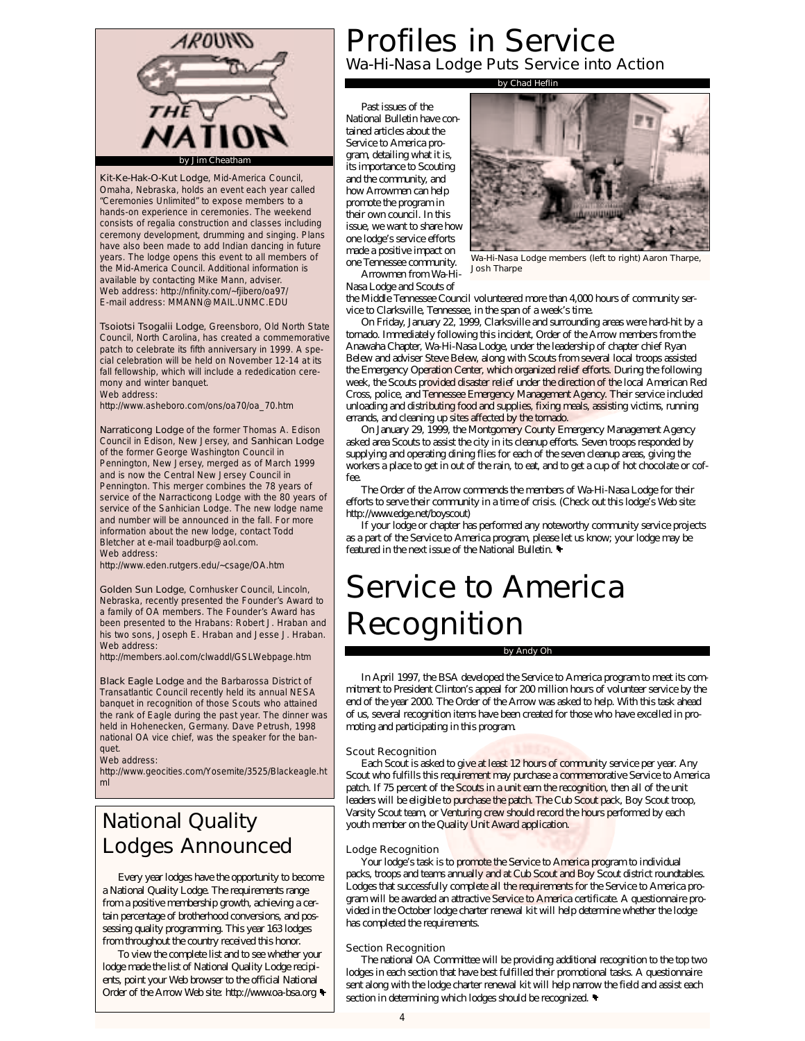# Around the Nation

by Jim Cheatham

Kit-Ke-Hak-O-Kut Lodge, Mid-America Council, Omaha, Nebraska, holds an event each year called "Ceremonies Unlimited" to expose members to a hands-on experience in ceremonies. The weekend consists of regalia construction and classes including ceremony development, drumming and singing. Plans have also been made to add Indian dancing in future years. The lodge opens this event to all members of the Mid-America Council. Additional information is available by contacting Mike Mann, adviser.
Web address: http://nfinity.com/~fjibero/oa97/
E-mail address: MMANN@MAIL.UNMC.EDU

Tsoiotsi Tsogalii Lodge, Greensboro, Old North State Council, North Carolina, has created a commemorative patch to celebrate its fifth anniversary in 1999. A special celebration will be held on November 12-14 at its fall fellowship, which will include a rededication ceremony and winter banquet.
Web address:
http://www.asheboro.com/ons/oa70/oa_70.htm

Narraticong Lodge of the former Thomas A. Edison Council in Edison, New Jersey, and Sanhican Lodge of the former George Washington Council in Pennington, New Jersey, merged as of March 1999 and is now the Central New Jersey Council in Pennington. This merger combines the 78 years of service of the Narracticong Lodge with the 80 years of service of the Sanhician Lodge. The new lodge name and number will be announced in the fall. For more information about the new lodge, contact Todd Bletcher at e-mail toadburp@aol.com.
Web address:
http://www.eden.rutgers.edu/~csage/OA.htm

Golden Sun Lodge, Cornhusker Council, Lincoln, Nebraska, recently presented the Founder's Award to a family of OA members. The Founder's Award has been presented to the Hrabans: Robert J. Hraban and his two sons, Joseph E. Hraban and Jesse J. Hraban.
Web address:
http://members.aol.com/clwaddl/GSLWebpage.htm

Black Eagle Lodge and the Barbarossa District of Transatlantic Council recently held its annual NESA banquet in recognition of those Scouts who attained the rank of Eagle during the past year. The dinner was held in Hohenecken, Germany. Dave Petrush, 1998 national OA vice chief, was the speaker for the banquet.
Web address:
http://www.geocities.com/Yosemite/3525/Blackeagle.html

## National Quality Lodges Announced

Every year lodges have the opportunity to become a National Quality Lodge. The requirements range from a positive membership growth, achieving a certain percentage of brotherhood conversions, and possessing quality programming. This year 163 lodges from throughout the country received this honor.

To view the complete list and to see whether your lodge made the list of National Quality Lodge recipients, point your Web browser to the official National Order of the Arrow Web site: http://www.oa-bsa.org

# Profiles in Service

## Wa-Hi-Nasa Lodge Puts Service into Action

by Chad Heflin

Past issues of the National Bulletin have contained articles about the Service to America program, detailing what it is, its importance to Scouting and the community, and how Arrowmen can help promote the program in their own council. In this issue, we want to share how one lodge's service efforts made a positive impact on one Tennessee community.

Wa-Hi-Nasa Lodge members (left to right) Aaron Tharpe, Josh Tharpe

Arrowmen from Wa-Hi-Nasa Lodge and Scouts of the Middle Tennessee Council volunteered more than 4,000 hours of community service to Clarksville, Tennessee, in the span of a week's time.

On Friday, January 22, 1999, Clarksville and surrounding areas were hard-hit by a tornado. Immediately following this incident, Order of the Arrow members from the Anawaha Chapter, Wa-Hi-Nasa Lodge, under the leadership of chapter chief Ryan Belew and adviser Steve Belew, along with Scouts from several local troops assisted the Emergency Operation Center, which organized relief efforts. During the following week, the Scouts provided disaster relief under the direction of the local American Red Cross, police, and Tennessee Emergency Management Agency. Their service included unloading and distributing food and supplies, fixing meals, assisting victims, running errands, and cleaning up sites affected by the tornado.

On January 29, 1999, the Montgomery County Emergency Management Agency asked area Scouts to assist the city in its cleanup efforts. Seven troops responded by supplying and operating dining flies for each of the seven cleanup areas, giving the workers a place to get in out of the rain, to eat, and to get a cup of hot chocolate or coffee.

The Order of the Arrow commends the members of Wa-Hi-Nasa Lodge for their efforts to serve their community in a time of crisis. (Check out this lodge's Web site: http://www.edge.net/boyscout)

If your lodge or chapter has performed any noteworthy community service projects as a part of the Service to America program, please let us know; your lodge may be featured in the next issue of the National Bulletin.

# Service to America Recognition

by Andy Oh

In April 1997, the BSA developed the Service to America program to meet its commitment to President Clinton's appeal for 200 million hours of volunteer service by the end of the year 2000. The Order of the Arrow was asked to help. With this task ahead of us, several recognition items have been created for those who have excelled in promoting and participating in this program.

### Scout Recognition

Each Scout is asked to give at least 12 hours of community service per year. Any Scout who fulfills this requirement may purchase a commemorative Service to America patch. If 75 percent of the Scouts in a unit earn the recognition, then all of the unit leaders will be eligible to purchase the patch. The Cub Scout pack, Boy Scout troop, Varsity Scout team, or Venturing crew should record the hours performed by each youth member on the Quality Unit Award application.

### Lodge Recognition

Your lodge's task is to promote the Service to America program to individual packs, troops and teams annually and at Cub Scout and Boy Scout district roundtables. Lodges that successfully complete all the requirements for the Service to America program will be awarded an attractive Service to America certificate. A questionnaire provided in the October lodge charter renewal kit will help determine whether the lodge has completed the requirements.

### Section Recognition

The national OA Committee will be providing additional recognition to the top two lodges in each section that have best fulfilled their promotional tasks. A questionnaire sent along with the lodge charter renewal kit will help narrow the field and assist each section in determining which lodges should be recognized.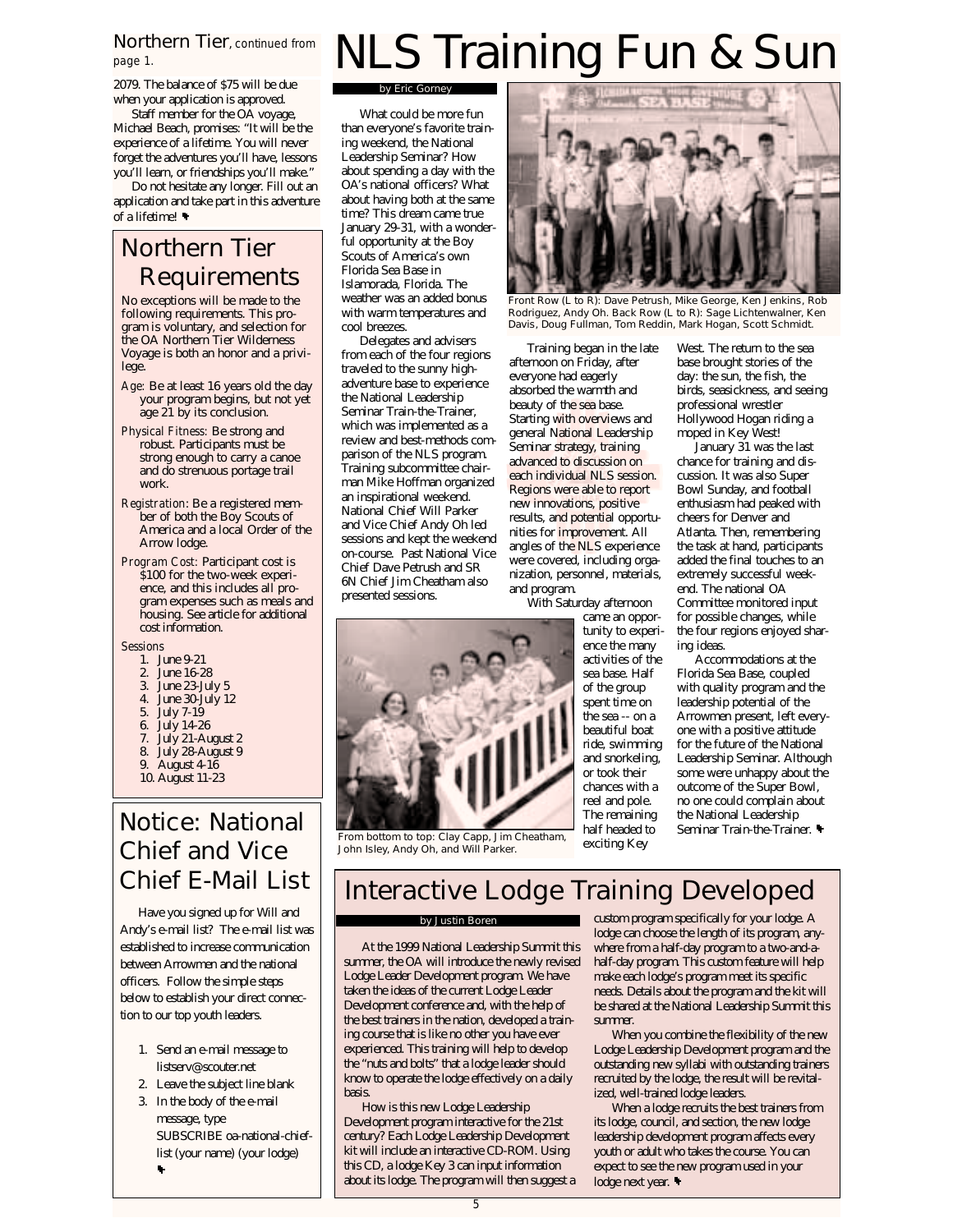## Northern Tier, *continued from page 1.*

2079. The balance of $75 will be due when your application is approved.

Staff member for the OA voyage, Michael Beach, promises: "It will be the experience of a lifetime. You will never forget the adventures you'll have, lessons you'll learn, or friendships you'll make."

Do not hesitate any longer. Fill out an application and take part in this adventure of a lifetime!

## Northern Tier Requirements

No exceptions will be made to the following requirements. This program is voluntary, and selection for the OA Northern Tier Wilderness Voyage is both an honor and a privilege.

*Age:* Be at least 16 years old the day your program begins, but not yet age 21 by its conclusion.

*Physical Fitness:* Be strong and robust. Participants must be strong enough to carry a canoe and do strenuous portage trail work.

*Registration:* Be a registered member of both the Boy Scouts of America and a local Order of the Arrow lodge.

*Program Cost:* Participant cost is $100 for the two-week experience, and this includes all program expenses such as meals and housing. See article for additional cost information.

*Sessions*

1. June 9-21
2. June 16-28
3. June 23-July 5
4. June 30-July 12
5. July 7-19
6. July 14-26
7. July 21-August 2
8. July 28-August 9
9. August 4-16
10. August 11-23

## Notice: National Chief and Vice Chief E-Mail List

Have you signed up for Will and Andy's e-mail list? The e-mail list was established to increase communication between Arrowmen and the national officers. Follow the simple steps below to establish your direct connection to our top youth leaders.

1. Send an e-mail message to listserv@scouter.net
2. Leave the subject line blank
3. In the body of the e-mail message, type SUBSCRIBE oa-national-chief-list (your name) (your lodge)

# NLS Training Fun & Sun

by Eric Gorney

What could be more fun than everyone's favorite training weekend, the National Leadership Seminar? How about spending a day with the OA's national officers? What about having both at the same time? This dream came true January 29-31, with a wonderful opportunity at the Boy Scouts of America's own Florida Sea Base in Islamorada, Florida. The weather was an added bonus with warm temperatures and cool breezes.

Delegates and advisers from each of the four regions traveled to the sunny high-adventure base to experience the National Leadership Seminar Train-the-Trainer, which was implemented as a review and best-methods comparison of the NLS program. Training subcommittee chairman Mike Hoffman organized an inspirational weekend. National Chief Will Parker and Vice Chief Andy Oh led sessions and kept the weekend on-course. Past National Vice Chief Dave Petrush and SR 6N Chief Jim Cheatham also presented sessions.

Front Row (L to R): Dave Petrush, Mike George, Ken Jenkins, Rob Rodriguez, Andy Oh. Back Row (L to R): Sage Lichtenwalner, Ken Davis, Doug Fullman, Tom Reddin, Mark Hogan, Scott Schmidt.

Training began in the late afternoon on Friday, after everyone had eagerly absorbed the warmth and beauty of the sea base. Starting with overviews and general National Leadership Seminar strategy, training advanced to discussion on each individual NLS session. Regions were able to report new innovations, positive results, and potential opportunities for improvement. All angles of the NLS experience were covered, including organization, personnel, materials, and program.

With Saturday afternoon came an opportunity to experience the many activities of the sea base. Half of the group spent time on the sea -- on a beautiful boat ride, swimming and snorkeling, or took their chances with a reel and pole. The remaining half headed to exciting Key West. The return to the sea base brought stories of the day: the sun, the fish, the birds, seasickness, and seeing professional wrestler Hollywood Hogan riding a moped in Key West!

From bottom to top: Clay Capp, Jim Cheatham, John Isley, Andy Oh, and Will Parker.

January 31 was the last chance for training and discussion. It was also Super Bowl Sunday, and football enthusiasm had peaked with cheers for Denver and Atlanta. Then, remembering the task at hand, participants added the final touches to an extremely successful weekend. The national OA Committee monitored input for possible changes, while the four regions enjoyed sharing ideas.

Accommodations at the Florida Sea Base, coupled with quality program and the leadership potential of the Arrowmen present, left everyone with a positive attitude for the future of the National Leadership Seminar. Although some were unhappy about the outcome of the Super Bowl, no one could complain about the National Leadership Seminar Train-the-Trainer.

## Interactive Lodge Training Developed

by Justin Boren

At the 1999 National Leadership Summit this summer, the OA will introduce the newly revised Lodge Leader Development program. We have taken the ideas of the current Lodge Leader Development conference and, with the help of the best trainers in the nation, developed a training course that is like no other you have ever experienced. This training will help to develop the "nuts and bolts" that a lodge leader should know to operate the lodge effectively on a daily basis.

How is this new Lodge Leadership Development program interactive for the 21st century? Each Lodge Leadership Development kit will include an interactive CD-ROM. Using this CD, a lodge Key 3 can input information about its lodge. The program will then suggest a custom program specifically for your lodge. A lodge can choose the length of its program, anywhere from a half-day program to a two-and-a-half-day program. This custom feature will help make each lodge's program meet its specific needs. Details about the program and the kit will be shared at the National Leadership Summit this summer.

When you combine the flexibility of the new Lodge Leadership Development program and the outstanding new syllabi with outstanding trainers recruited by the lodge, the result will be revitalized, well-trained lodge leaders.

When a lodge recruits the best trainers from its lodge, council, and section, the new lodge leadership development program affects every youth or adult who takes the course. You can expect to see the new program used in your lodge next year.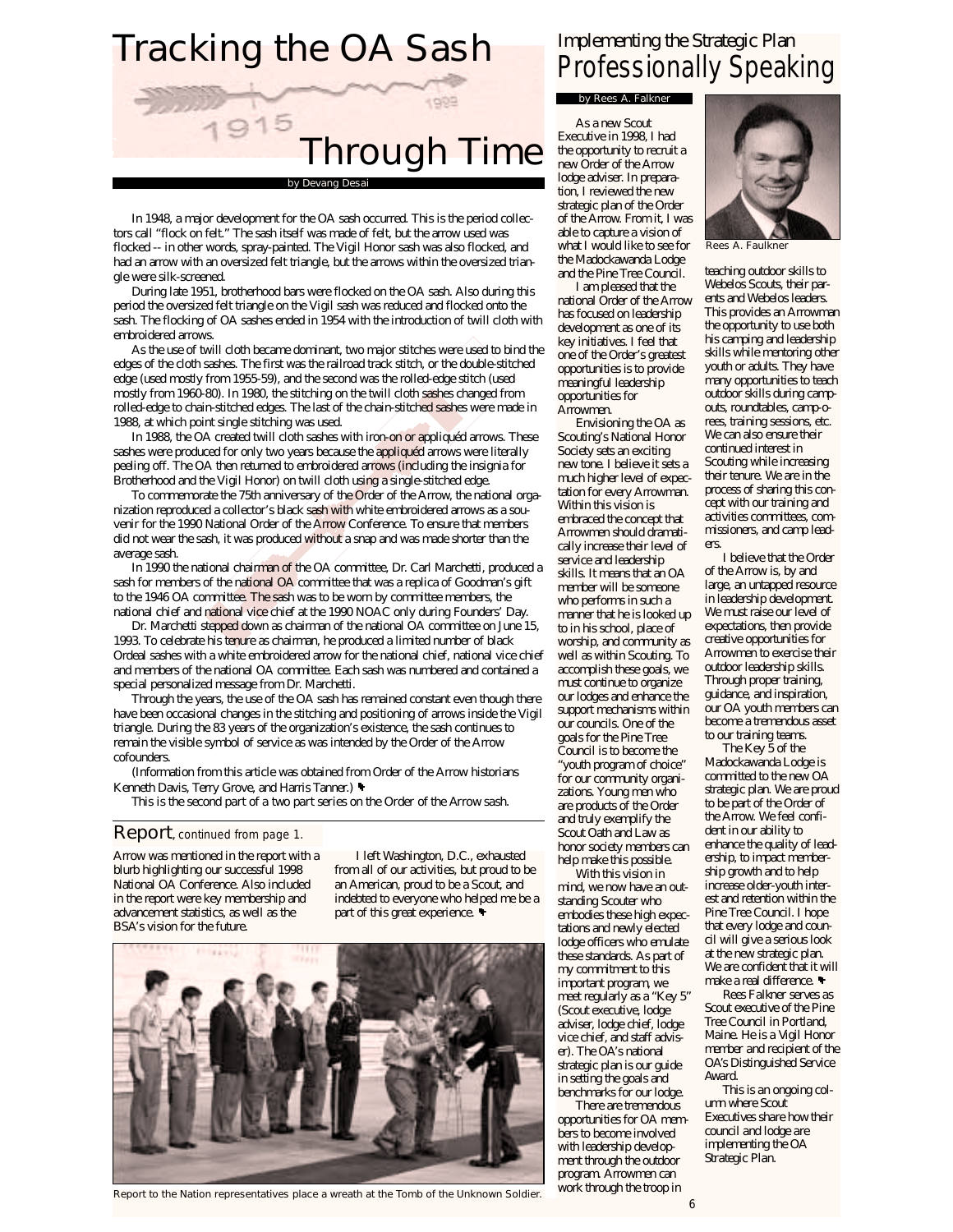# Tracking the OA Sash Through Time

by Devang Desai

In 1948, a major development for the OA sash occurred. This is the period collectors call "flock on felt." The sash itself was made of felt, but the arrow used was flocked -- in other words, spray-painted. The Vigil Honor sash was also flocked, and had an arrow with an oversized felt triangle, but the arrows within the oversized triangle were silk-screened.

During late 1951, brotherhood bars were flocked on the OA sash. Also during this period the oversized felt triangle on the Vigil sash was reduced and flocked onto the sash. The flocking of OA sashes ended in 1954 with the introduction of twill cloth with embroidered arrows.

As the use of twill cloth became dominant, two major stitches were used to bind the edges of the cloth sashes. The first was the railroad track stitch, or the double-stitched edge (used mostly from 1955-59), and the second was the rolled-edge stitch (used mostly from 1960-80). In 1980, the stitching on the twill cloth sashes changed from rolled-edge to chain-stitched edges. The last of the chain-stitched sashes were made in 1988, at which point single stitching was used.

In 1988, the OA created twill cloth sashes with iron-on or appliquéd arrows. These sashes were produced for only two years because the appliquéd arrows were literally peeling off. The OA then returned to embroidered arrows (including the insignia for Brotherhood and the Vigil Honor) on twill cloth using a single-stitched edge.

To commemorate the 75th anniversary of the Order of the Arrow, the national organization reproduced a collector's black sash with white embroidered arrows as a souvenir for the 1990 National Order of the Arrow Conference. To ensure that members did not wear the sash, it was produced without a snap and was made shorter than the average sash.

In 1990 the national chairman of the OA committee, Dr. Carl Marchetti, produced a sash for members of the national OA committee that was a replica of Goodman's gift to the 1946 OA committee. The sash was to be worn by committee members, the national chief and national vice chief at the 1990 NOAC only during Founders' Day.

Dr. Marchetti stepped down as chairman of the national OA committee on June 15, 1993. To celebrate his tenure as chairman, he produced a limited number of black Ordeal sashes with a white embroidered arrow for the national chief, national vice chief and members of the national OA committee. Each sash was numbered and contained a special personalized message from Dr. Marchetti.

Through the years, the use of the OA sash has remained constant even though there have been occasional changes in the stitching and positioning of arrows inside the Vigil triangle. During the 83 years of the organization's existence, the sash continues to remain the visible symbol of service as was intended by the Order of the Arrow cofounders.

(Information from this article was obtained from Order of the Arrow historians Kenneth Davis, Terry Grove, and Harris Tanner.)

This is the second part of a two part series on the Order of the Arrow sash.

## Report, *continued from page 1.*

Arrow was mentioned in the report with a blurb highlighting our successful 1998 National OA Conference. Also included in the report were key membership and advancement statistics, as well as the BSA's vision for the future.

I left Washington, D.C., exhausted from all of our activities, but proud to be an American, proud to be a Scout, and indebted to everyone who helped me be a part of this great experience.

Report to the Nation representatives place a wreath at the Tomb of the Unknown Soldier.

# Implementing the Strategic Plan
## Professionally Speaking

by Rees A. Falkner

As a new Scout Executive in 1998, I had the opportunity to recruit a new Order of the Arrow lodge adviser. In preparation, I reviewed the new strategic plan of the Order of the Arrow. From it, I was able to capture a vision of what I would like to see for the Madockawanda Lodge and the Pine Tree Council.

Rees A. Faulkner

I am pleased that the national Order of the Arrow has focused on leadership development as one of its key initiatives. I feel that one of the Order's greatest opportunities is to provide meaningful leadership opportunities for Arrowmen.

Envisioning the OA as Scouting's National Honor Society sets an exciting new tone. I believe it sets a much higher level of expectation for every Arrowman. Within this vision is embraced the concept that Arrowmen should dramatically increase their level of service and leadership skills. It means that an OA member will be someone who performs in such a manner that he is looked up to in his school, place of worship, and community as well as within Scouting. To accomplish these goals, we must continue to organize our lodges and enhance the support mechanisms within our councils. One of the goals for the Pine Tree Council is to become the "youth program of choice" for our community organizations. Young men who are products of the Order and truly exemplify the Scout Oath and Law as honor society members can help make this possible.

With this vision in mind, we now have an outstanding Scouter who embodies these high expectations and newly elected lodge officers who emulate these standards. As part of my commitment to this important program, we meet regularly as a "Key 5" (Scout executive, lodge adviser, lodge chief, lodge vice chief, and staff adviser). The OA's national strategic plan is our guide in setting the goals and benchmarks for our lodge.

There are tremendous opportunities for OA members to become involved with leadership development through the outdoor program. Arrowmen can work through the troop in teaching outdoor skills to Webelos Scouts, their parents and Webelos leaders. This provides an Arrowman the opportunity to use both his camping and leadership skills while mentoring other youth or adults. They have many opportunities to teach outdoor skills during camporees, roundtables, camp-o-rees, training sessions, etc. We can also ensure their continued interest in Scouting while increasing their tenure. We are in the process of sharing this concept with our training and activities committees, commissioners, and camp leaders.

I believe that the Order of the Arrow is, by and large, an untapped resource in leadership development. We must raise our level of expectations, then provide creative opportunities for Arrowmen to exercise their outdoor leadership skills. Through proper training, guidance, and inspiration, our OA youth members can become a tremendous asset to our training teams.

The Key 5 of the Madockawanda Lodge is committed to the new OA strategic plan. We are proud to be part of the Order of the Arrow. We feel confident in our ability to enhance the quality of leadership, to impact membership growth and to help increase older-youth interest and retention within the Pine Tree Council. I hope that every lodge and council will give a serious look at the new strategic plan. We are confident that it will make a real difference.

Rees Falkner serves as Scout executive of the Pine Tree Council in Portland, Maine. He is a Vigil Honor member and recipient of the OA's Distinguished Service Award.

This is an ongoing column where Scout Executives share how their council and lodge are implementing the OA Strategic Plan.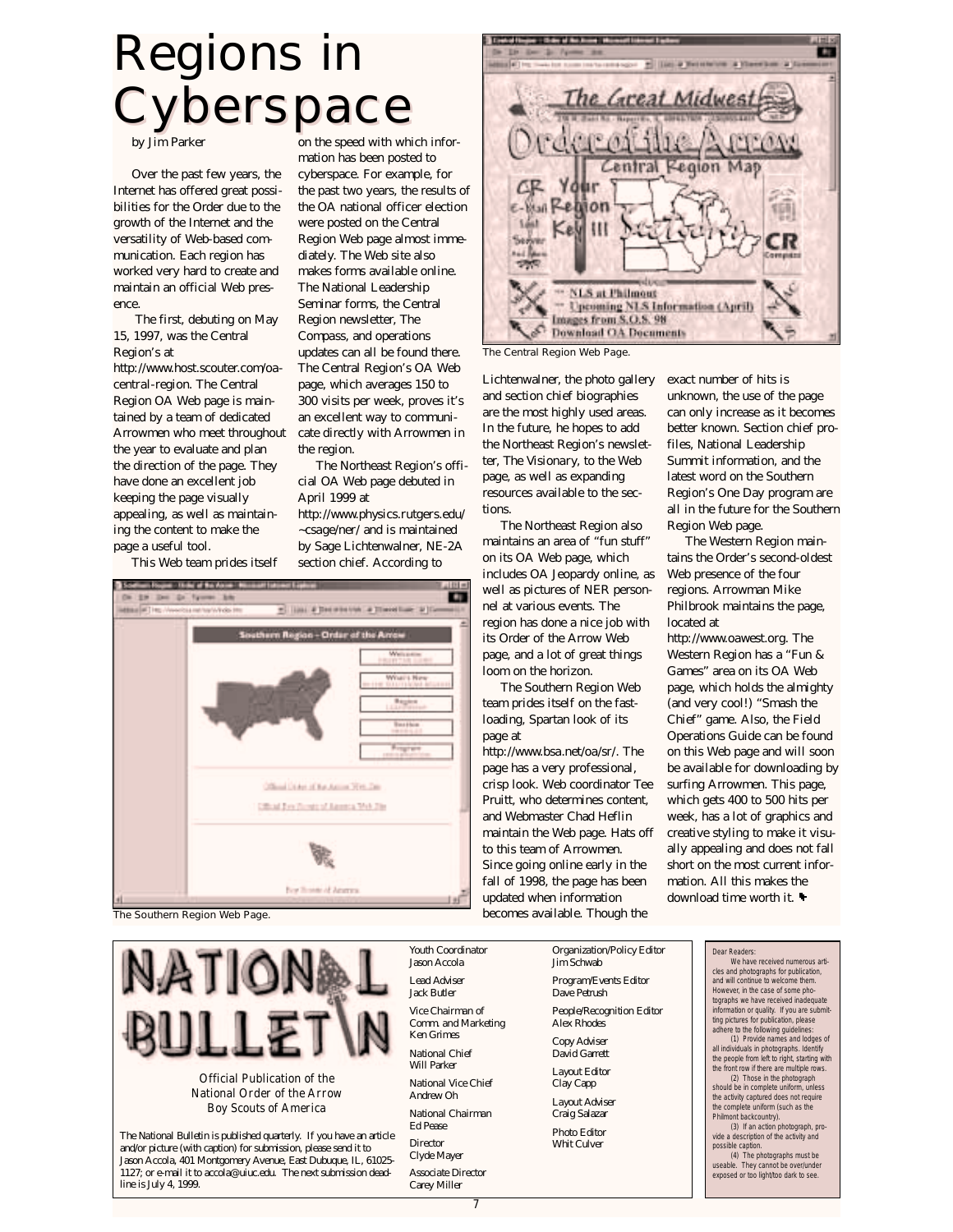# Regions in Cyberspace

by Jim Parker

Over the past few years, the Internet has offered great possibilities for the Order due to the growth of the Internet and the versatility of Web-based communication. Each region has worked very hard to create and maintain an official Web presence.

The first, debuting on May 15, 1997, was the Central Region's at http://www.host.scouter.com/oa-central-region. The Central Region OA Web page is maintained by a team of dedicated Arrowmen who meet throughout the year to evaluate and plan the direction of the page. They have done an excellent job keeping the page visually appealing, as well as maintaining the content to make the page a useful tool.

This Web team prides itself on the speed with which information has been posted to cyberspace. For example, for the past two years, the results of the OA national officer election were posted on the Central Region Web page almost immediately. The Web site also makes forms available online. The National Leadership Seminar forms, the Central Region newsletter, The Compass, and operations updates can all be found there. The Central Region's OA Web page, which averages 150 to 300 visits per week, proves it's an excellent way to communicate directly with Arrowmen in the region.

The Northeast Region's official OA Web page debuted in April 1999 at http://www.physics.rutgers.edu/~csage/ner/ and is maintained by Sage Lichtenwalner, NE-2A section chief. According to Lichtenwalner, the photo gallery and section chief biographies are the most highly used areas. In the future, he hopes to add the Northeast Region's newsletter, The Visionary, to the Web page, as well as expanding resources available to the sections.

The Northeast Region also maintains an area of "fun stuff" on its OA Web page, which includes OA Jeopardy online, as well as pictures of NER personnel at various events. The region has done a nice job with its Order of the Arrow Web page, and a lot of great things loom on the horizon.

The Southern Region Web team prides itself on the fast-loading, Spartan look of its page at http://www.bsa.net/oa/sr/. The page has a very professional, crisp look. Web coordinator Tee Pruitt, who determines content, and Webmaster Chad Heflin maintain the Web page. Hats off to this team of Arrowmen. Since going online early in the fall of 1998, the page has been updated when information becomes available. Though the exact number of hits is unknown, the use of the page can only increase as it becomes better known. Section chief profiles, National Leadership Summit information, and the latest word on the Southern Region's One Day program are all in the future for the Southern Region Web page.

The Western Region maintains the Order's second-oldest Web presence of the four regions. Arrowman Mike Philbrook maintains the page, located at http://www.oawest.org. The Western Region has a "Fun & Games" area on its OA Web page, which holds the almighty (and very cool!) "Smash the Chief" game. Also, the Field Operations Guide can be found on this Web page and will soon be available for downloading by surfing Arrowmen. This page, which gets 400 to 500 hits per week, has a lot of graphics and creative styling to make it visually appealing and does not fall short on the most current information. All this makes the download time worth it.

The Central Region Web Page.

The Southern Region Web Page.

---

## NATIONAL BULLETIN

*Official Publication of the National Order of the Arrow Boy Scouts of America*

The National Bulletin is published quarterly. If you have an article and/or picture (with caption) for submission, please send it to Jason Accola, 401 Montgomery Avenue, East Dubuque, IL, 61025-1127; or e-mail it to accola@uiuc.edu. The next submission deadline is July 4, 1999.

Youth Coordinator
Jason Accola

Lead Adviser
Jack Butler

Vice Chairman of Comm. and Marketing
Ken Grimes

National Chief
Will Parker

National Vice Chief
Andrew Oh

National Chairman
Ed Pease

Director
Clyde Mayer

Associate Director
Carey Miller

Organization/Policy Editor
Jim Schwab

Program/Events Editor
Dave Petrush

People/Recognition Editor
Alex Rhodes

Copy Adviser
David Garrett

Layout Editor
Clay Capp

Layout Adviser
Craig Salazar

Photo Editor
Whit Culver

Dear Readers:

We have received numerous articles and photographs for publication, and will continue to welcome them. However, in the case of some photographs we have received inadequate information or quality. If you are submitting pictures for publication, please adhere to the following guidelines:

(1) Provide names and lodges of all individuals in photographs. Identify the people from left to right, starting with the front row if there are multiple rows.

(2) Those in the photograph should be in complete uniform, unless the activity captured does not require the complete uniform (such as the Philmont backcountry).

(3) If an action photograph, provide a description of the activity and possible caption.

(4) The photographs must be useable. They cannot be over/under exposed or too light/too dark to see.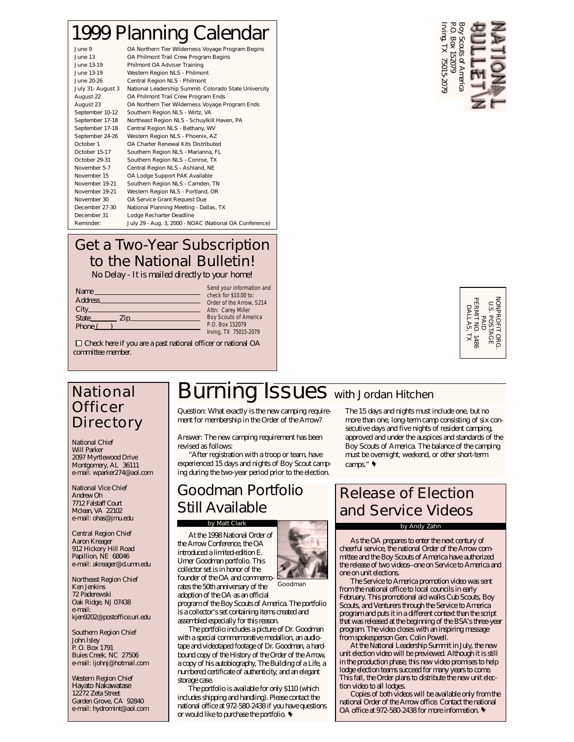# 1999 Planning Calendar

| | |
|---|---|
| June 9 | OA Northern Tier Wilderness Voyage Program Begins |
| June 13 | OA Philmont Trail Crew Program Begins |
| June 13-19 | Philmont OA Adviser Training |
| June 13-19 | Western Region NLS - Philmont |
| June 20-26 | Central Region NLS - Philmont |
| July 31- August 3 | National Leadership Summit- Colorado State University |
| August 22 | OA Philmont Trail Crew Program Ends |
| August 23 | OA Northern Tier Wilderness Voyage Program Ends |
| September 10-12 | Southern Region NLS - Wirtz, VA |
| September 17-18 | Northeast Region NLS - Schuylkill Haven, PA |
| September 17-18 | Central Region NLS - Bethany, WV |
| September 24-26 | Western Region NLS - Phoenix, AZ |
| October 1 | OA Charter Renewal Kits Distributed |
| October 15-17 | Southern Region NLS - Marianna, FL |
| October 29-31 | Southern Region NLS - Conroe, TX |
| November 5-7 | Central Region NLS - Ashland, NE |
| November 15 | OA Lodge Support PAK Available |
| November 19-21 | Southern Region NLS - Camden, TN |
| November 19-21 | Western Region NLS - Portland, OR |
| November 30 | OA Service Grant Request Due |
| December 27-30 | National Planning Meeting - Dallas, TX |
| December 31 | Lodge Recharter Deadline |
| Reminder: | July 29 - Aug. 3, 2000 - NOAC (National OA Conference) |

NATIONAL BULLETIN
Boy Scouts of America
P.O. Box 152079
Irving, TX 75015-2079

NONPROFIT ORG.
U.S. POSTAGE
PAID
PERMIT NO. 1486
DALLAS, TX

## Get a Two-Year Subscription to the National Bulletin!

No Delay - It is mailed directly to your home!

Name\_\_\_\_\_\_\_\_\_\_\_\_\_\_\_\_\_\_\_\_
Address\_\_\_\_\_\_\_\_\_\_\_\_\_\_\_\_\_\_
City\_\_\_\_\_\_\_\_\_\_\_\_\_\_\_\_\_\_\_\_\_\_
State\_\_\_\_\_\_ Zip\_\_\_\_\_\_\_\_\_\_\_\_
Phone (\_\_\_)\_\_\_\_\_\_\_\_\_\_\_\_\_\_\_\_

Send your information and check for $10.00 to:
Order of the Arrow, S214
Attn: Carey Miller
Boy Scouts of America
P.O. Box 152079
Irving, TX 75015-2079

☐ Check here if you are a past national officer or national OA committee member.

## National Officer Directory

National Chief
Will Parker
2097 Myrtlewood Drive
Montgomery, AL 36111
e-mail: wparker274@aol.com

National Vice Chief
Andrew Oh
7712 Falstaff Court
Mclean, VA 22102
e-mail: ohas@jmu.edu

Central Region Chief
Aaron Kreager
912 Hickory Hill Road
Papillion, NE 68046
e-mail: akreager@d.umn.edu

Northeast Region Chief
Ken Jenkins
72 Paderewski
Oak Ridge, NJ 07438
e-mail:
kjen9202@postoffice.uri.edu

Southern Region Chief
John Isley
P. O. Box 1791
Buies Creek, NC 27506
e-mail: ijohnj@hotmail.com

Western Region Chief
Hayato Nakawatase
12272 Zeta Street
Garden Grove, CA 92840
e-mail: hydromint@aol.com

# Burning Issues with Jordan Hitchen

Question: What exactly is the new camping requirement for membership in the Order of the Arrow?

Answer: The new camping requirement has been revised as follows:

"After registration with a troop or team, have experienced 15 days and nights of Boy Scout camping during the two-year period prior to the election. The 15 days and nights must include one, but no more than one, long-term camp consisting of six consecutive days and five nights of resident camping, approved and under the auspices and standards of the Boy Scouts of America. The balance of the camping must be overnight, weekend, or other short-term camps."

## Goodman Portfolio Still Available

by Matt Clark

At the 1998 National Order of the Arrow Conference, the OA introduced a limited-edition E. Urner Goodman portfolio. This collector set is in honor of the founder of the OA and commemorates the 50th anniversary of the adoption of the OA as an official program of the Boy Scouts of America. The portfolio is a collector's set containing items created and assembled especially for this reason.

Goodman

The portfolio includes a picture of Dr. Goodman with a special commemorative medallion, an audiotape and videotaped footage of Dr. Goodman, a hardbound copy of the History of the Order of the Arrow, a copy of his autobiography, *The Building of a Life*, a numbered certificate of authenticity, and an elegant storage case.

The portfolio is available for only $110 (which includes shipping and handling). Please contact the national office at 972-580-2438 if you have questions or would like to purchase the portfolio.

## Release of Election and Service Videos

by Andy Zahn

As the OA prepares to enter the next century of cheerful service, the national Order of the Arrow committee and the Boy Scouts of America have authorized the release of two videos--one on Service to America and one on unit elections.

The Service to America promotion video was sent from the national office to local councils in early February. This promotional aid walks Cub Scouts, Boy Scouts, and Venturers through the Service to America program and puts it in a different context than the script that was released at the beginning of the BSA's three-year program. The video closes with an inspiring message from spokesperson Gen. Colin Powell.

At the National Leadership Summit in July, the new unit election video will be previewed. Although it is still in the production phase, this new video promises to help lodge election teams succeed for many years to come. This fall, the Order plans to distribute the new unit election video to all lodges.

Copies of both videos will be available only from the national Order of the Arrow office. Contact the national OA office at 972-580-2438 for more information.